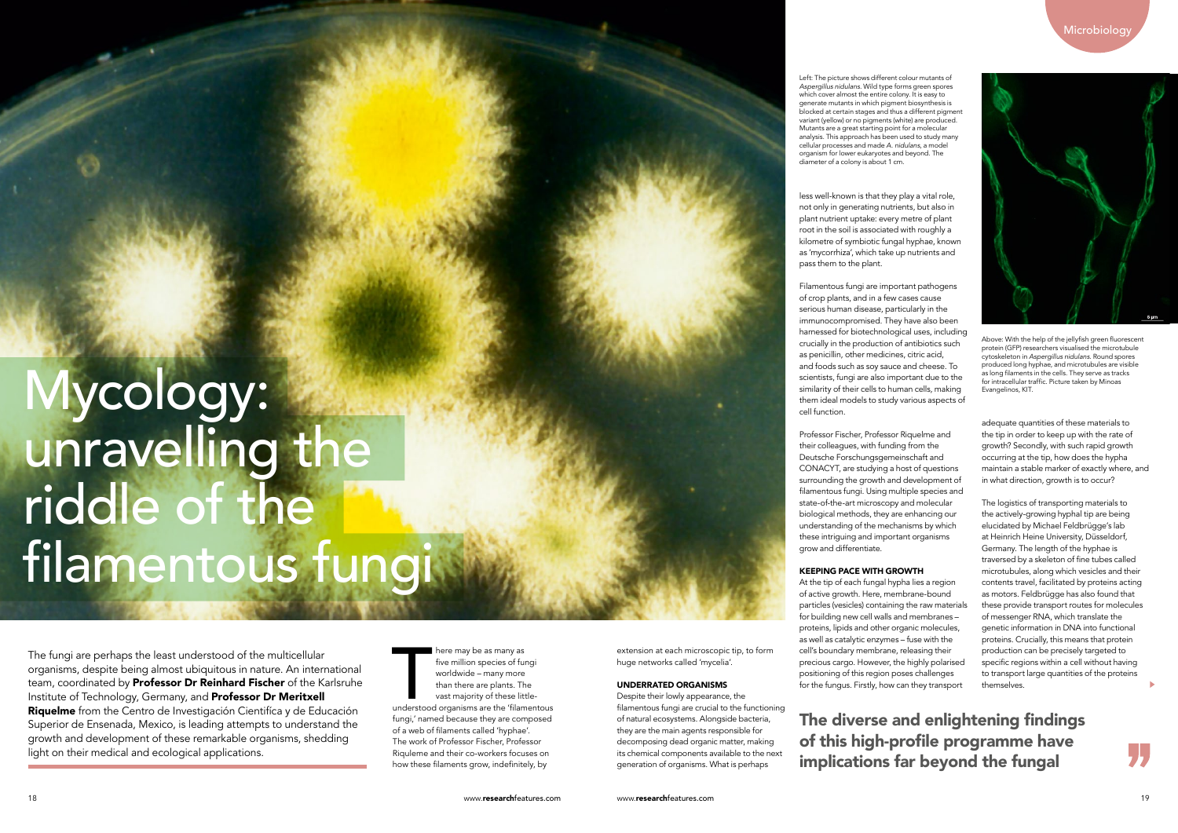# Mycology: unravelling the riddle of the filamentous fungi

The fungi are perhaps the least understood of the multicellular organisms, despite being almost ubiquitous in nature. An international team, coordinated by **Professor Dr Reinhard Fischer** of the Karlsruhe Institute of Technology, Germany, and **Professor Dr Meritxell Riquelme** from the Centro de Investigación Científica y de Educación Superior de Ensenada, Mexico, is leading attempts to understand the growth and development of these remarkable organisms, shedding light on their medical and ecological applications.

There may be as many as five million species of fungi worldwide – many more than there are plants. The vast majority of these little-understood organisms are the 'filamentous fungi,' named because they are composed of a web of filaments called 'hyphae'. The work of Professor Fischer, Professor Riquelme and their co-workers focuses on how these filaments grow, indefinitely, by extension at each microscopic tip, to form huge networks called 'mycelia'.

## UNDERRATED ORGANISMS

Despite their lowly appearance, the filamentous fungi are crucial to the functioning of natural ecosystems. Alongside bacteria, they are the main agents responsible for decomposing dead organic matter, making its chemical components available to the next generation of organisms. What is perhaps less well-known is that they play a vital role, not only in generating nutrients, but also in plant nutrient uptake: every metre of plant root in the soil is associated with roughly a kilometre of symbiotic fungal hyphae, known as 'mycorrhiza', which take up nutrients and pass them to the plant.

Left: The picture shows different colour mutants of *Aspergillus nidulans*. Wild type forms green spores which cover almost the entire colony. It is easy to generate mutants in which pigment biosynthesis is blocked at certain stages and thus a different pigment variant (yellow) or no pigments (white) are produced. Mutants are a great starting point for a molecular analysis. This approach has been used to study many cellular processes and made *A. nidulans*, a model organism for lower eukaryotes and beyond. The diameter of a colony is about 1 cm.

Filamentous fungi are important pathogens of crop plants, and in a few cases cause serious human disease, particularly in the immunocompromised. They have also been harnessed for biotechnological uses, including crucially in the production of antibiotics such as penicillin, other medicines, citric acid, and foods such as soy sauce and cheese. To scientists, fungi are also important due to the similarity of their cells to human cells, making them ideal models to study various aspects of cell function.

Professor Fischer, Professor Riquelme and their colleagues, with funding from the Deutsche Forschungsgemeinschaft and CONACYT, are studying a host of questions surrounding the growth and development of filamentous fungi. Using multiple species and state-of-the-art microscopy and molecular biological methods, they are enhancing our understanding of the mechanisms by which these intriguing and important organisms grow and differentiate.

## KEEPING PACE WITH GROWTH

At the tip of each fungal hypha lies a region of active growth. Here, membrane-bound particles (vesicles) containing the raw materials for building new cell walls and membranes – proteins, lipids and other organic molecules, as well as catalytic enzymes – fuse with the cell's boundary membrane, releasing their precious cargo. However, the highly polarised positioning of this region poses challenges for the fungus. Firstly, how can they transport adequate quantities of these materials to the tip in order to keep up with the rate of growth? Secondly, with such rapid growth occurring at the tip, how does the hypha maintain a stable marker of exactly where, and in what direction, growth is to occur?

Above: With the help of the jellyfish green fluorescent protein (GFP) researchers visualised the microtubule cytoskeleton in *Aspergillus nidulans*. Round spores produced long hyphae, and microtubules are visible as long filaments in the cells. They serve as tracks for intracellular traffic. Picture taken by Minoas Evangelinos, KIT.

The logistics of transporting materials to the actively-growing hyphal tip are being elucidated by Michael Feldbrügge's lab at Heinrich Heine University, Düsseldorf, Germany. The length of the hyphae is traversed by a skeleton of fine tubes called microtubules, along which vesicles and their contents travel, facilitated by proteins acting as motors. Feldbrügge has also found that these provide transport routes for molecules of messenger RNA, which translate the genetic information in DNA into functional proteins. Crucially, this means that protein production can be precisely targeted to specific regions within a cell without having to transport large quantities of the proteins themselves.

**The diverse and enlightening findings of this high-profile programme have implications far beyond the fungal**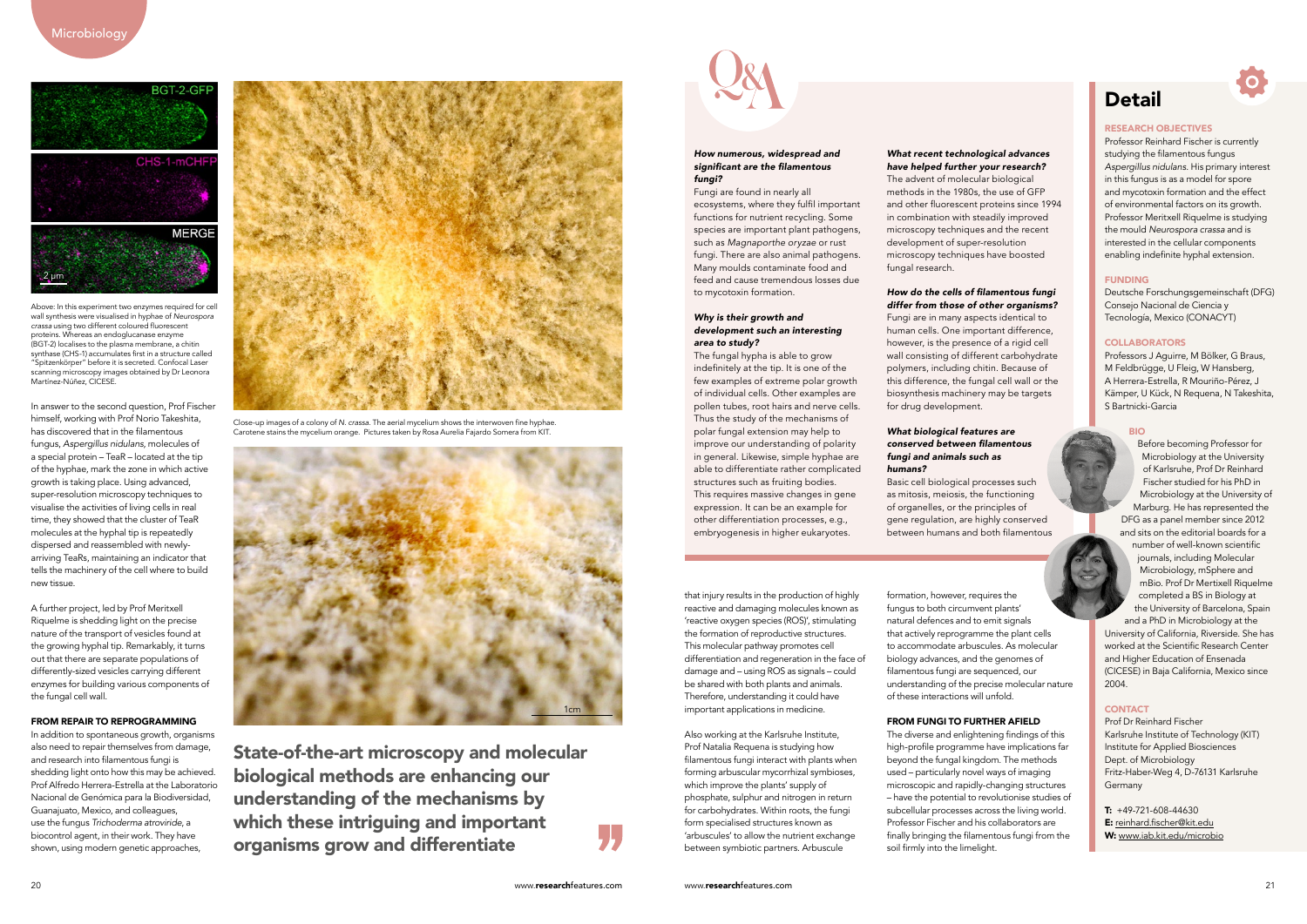BGT-2-GFP

CHS-1-mCHFP

MERGE

2 µm

Above: In this experiment two enzymes required for cell wall synthesis were visualised in hyphae of *Neurospora crassa* using two different coloured fluorescent proteins. Whereas an endoglucanase enzyme (BGT-2) localises to the plasma membrane, a chitin synthase (CHS-1) accumulates first in a structure called "Spitzenkörper" before it is secreted. Confocal Laser scanning microscopy images obtained by Dr Leonora Martínez-Núñez, CICESE.

In answer to the second question, Prof Fischer himself, working with Prof Norio Takeshita, has discovered that in the filamentous fungus, *Aspergillus nidulans*, molecules of a special protein – TeaR – located at the tip of the hyphae, mark the zone in which active growth is taking place. Using advanced, super-resolution microscopy techniques to visualise the activities of living cells in real time, they showed that the cluster of TeaR molecules at the hyphal tip is repeatedly dispersed and reassembled with newly-arriving TeaRs, maintaining an indicator that tells the machinery of the cell where to build new tissue.

A further project, led by Prof Meritxell Riquelme is shedding light on the precise nature of the transport of vesicles found at the growing hyphal tip. Remarkably, it turns out that there are separate populations of differently-sized vesicles carrying different enzymes for building various components of the fungal cell wall.

### FROM REPAIR TO REPROGRAMMING

In addition to spontaneous growth, organisms also need to repair themselves from damage, and research into filamentous fungi is shedding light onto how this may be achieved. Prof Alfredo Herrera-Estrella at the Laboratorio Nacional de Genómica para la Biodiversidad, Guanajuato, Mexico, and colleagues, use the fungus *Trichoderma atroviride*, a biocontrol agent, in their work. They have shown, using modern genetic approaches, that injury results in the production of highly reactive and damaging molecules known as 'reactive oxygen species (ROS)', stimulating the formation of reproductive structures. This molecular pathway promotes cell differentiation and regeneration in the face of damage and – using ROS as signals – could be shared with both plants and animals. Therefore, understanding it could have important applications in medicine.

Close-up images of a colony of N. crassa. The aerial mycelium shows the interwoven fine hyphae. Carotene stains the mycelium orange. Pictures taken by Rosa Aurelia Fajardo Somera from KIT.

1cm

**State-of-the-art microscopy and molecular biological methods are enhancing our understanding of the mechanisms by which these intriguing and important organisms grow and differentiate**

Also working at the Karlsruhe Institute, Prof Natalia Requena is studying how filamentous fungi interact with plants when forming arbuscular mycorrhizal symbioses, which improve the plants' supply of phosphate, sulphur and nitrogen in return for carbohydrates. Within roots, the fungi form specialised structures known as 'arbuscules' to allow the nutrient exchange between symbiotic partners. Arbuscule formation, however, requires the fungus to both circumvent plants' natural defences and to emit signals that actively reprogramme the plant cells to accommodate arbuscules. As molecular biology advances, and the genomes of filamentous fungi are sequenced, our understanding of the precise molecular nature of these interactions will unfold.

### FROM FUNGI TO FURTHER AFIELD

The diverse and enlightening findings of this high-profile programme have implications far beyond the fungal kingdom. The methods used – particularly novel ways of imaging microscopic and rapidly-changing structures – have the potential to revolutionise studies of subcellular processes across the living world. Professor Fischer and his collaborators are finally bringing the filamentous fungi from the soil firmly into the limelight.

## Q&A

***How numerous, widespread and significant are the filamentous fungi?***

Fungi are found in nearly all ecosystems, where they fulfil important functions for nutrient recycling. Some species are important plant pathogens, such as *Magnaporthe oryzae* or rust fungi. There are also animal pathogens. Many moulds contaminate food and feed and cause tremendous losses due to mycotoxin formation.

***Why is their growth and development such an interesting area to study?***

The fungal hypha is able to grow indefinitely at the tip. It is one of the few examples of extreme polar growth of individual cells. Other examples are pollen tubes, root hairs and nerve cells. Thus the study of the mechanisms of polar fungal extension may help to improve our understanding of polarity in general. Likewise, simple hyphae are able to differentiate rather complicated structures such as fruiting bodies. This requires massive changes in gene expression. It can be an example for other differentiation processes, e.g., embryogenesis in higher eukaryotes.

***What recent technological advances have helped further your research?***

The advent of molecular biological methods in the 1980s, the use of GFP and other fluorescent proteins since 1994 in combination with steadily improved microscopy techniques and the recent development of super-resolution microscopy techniques have boosted fungal research.

***How do the cells of filamentous fungi differ from those of other organisms?***

Fungi are in many aspects identical to human cells. One important difference, however, is the presence of a rigid cell wall consisting of different carbohydrate polymers, including chitin. Because of this difference, the fungal cell wall or the biosynthesis machinery may be targets for drug development.

***What biological features are conserved between filamentous fungi and animals such as humans?***

Basic cell biological processes such as mitosis, meiosis, the functioning of organelles, or the principles of gene regulation, are highly conserved between humans and both filamentous

## Detail

### RESEARCH OBJECTIVES

Professor Reinhard Fischer is currently studying the filamentous fungus *Aspergillus nidulans*. His primary interest in this fungus is as a model for spore and mycotoxin formation and the effect of environmental factors on its growth. Professor Meritxell Riquelme is studying the mould *Neurospora crassa* and is interested in the cellular components enabling indefinite hyphal extension.

### FUNDING

Deutsche Forschungsgemeinschaft (DFG)
Consejo Nacional de Ciencia y Tecnología, Mexico (CONACYT)

### COLLABORATORS

Professors J Aguirre, M Bölker, G Braus, M Feldbrügge, U Fleig, W Hansberg, A Herrera-Estrella, R Mouriño-Pérez, J Kämper, U Kück, N Requena, N Takeshita, S Bartnicki-Garcia

### BIO

Before becoming Professor for Microbiology at the University of Karlsruhe, Prof Dr Reinhard Fischer studied for his PhD in Microbiology at the University of Marburg. He has represented the DFG as a panel member since 2012 and sits on the editorial boards for a number of well-known scientific journals, including Molecular Microbiology, mSphere and mBio. Prof Dr Mertixell Riquelme completed a BS in Biology at the University of Barcelona, Spain and a PhD in Microbiology at the University of California, Riverside. She has worked at the Scientific Research Center and Higher Education of Ensenada (CICESE) in Baja California, Mexico since 2004.

### CONTACT

Prof Dr Reinhard Fischer
Karlsruhe Institute of Technology (KIT)
Institute for Applied Biosciences
Dept. of Microbiology
Fritz-Haber-Weg 4, D-76131 Karlsruhe
Germany

**T:** +49-721-608-44630
**E:** reinhard.fischer@kit.edu
**W:** www.iab.kit.edu/microbio